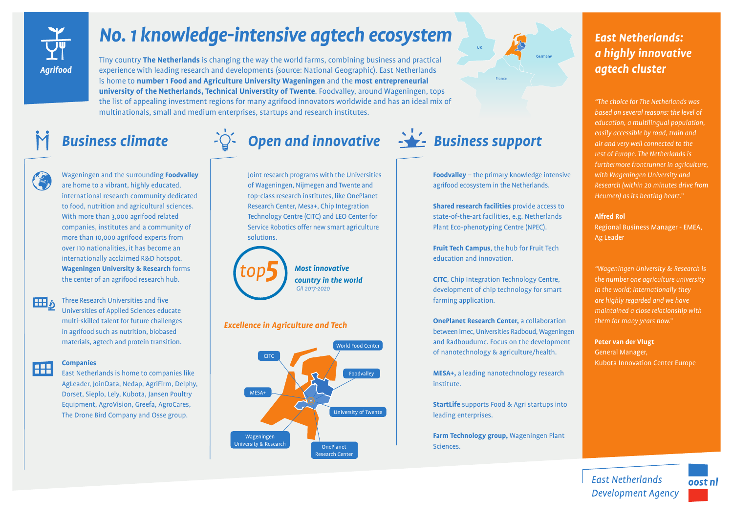Agrifood

# No. 1 knowledge-intensive agtech ecosystem

Tiny country **The Netherlands** is changing the way the world farms, combining business and practical experience with leading research and developments (source: National Geographic). East Netherlands is home to **number 1 Food and Agriculture University Wageningen** and the **most entrepreneurial university of the Netherlands, Technical Universtity of Twente**. Foodvalley, around Wageningen, tops the list of appealing investment regions for many agrifood innovators worldwide and has an ideal mix of multinationals, small and medium enterprises, startups and research institutes.

## Business climate

Wageningen and the surrounding **Foodvalley** are home to a vibrant, highly educated, international research community dedicated to food, nutrition and agricultural sciences. With more than 3,000 agrifood related companies, institutes and a community of more than 10,000 agrifood experts from over 110 nationalities, it has become an internationally acclaimed R&D hotspot. **Wageningen University & Research** forms the center of an agrifood research hub.

Three Research Universities and five Universities of Applied Sciences educate multi-skilled talent for future challenges in agrifood such as nutrition, biobased materials, agtech and protein transition.

**Companies**
East Netherlands is home to companies like AgLeader, JoinData, Nedap, AgriFirm, Delphy, Dorset, Sieplo, Lely, Kubota, Jansen Poultry Equipment, AgroVision, Greefa, AgroCares, The Drone Bird Company and Osse group.

## Open and innovative

Joint research programs with the Universities of Wageningen, Nijmegen and Twente and top-class research institutes, like OnePlanet Research Center, Mesa+, Chip Integration Technology Centre (CITC) and LEO Center for Service Robotics offer new smart agriculture solutions.

**top5** ***Most innovative country in the world***
*GII 2017-2020*

### *Excellence in Agriculture and Tech*

CITC, World Food Center, Foodvalley, MESA+, University of Twente, Wageningen University & Research, OnePlanet Research Center

## Business support

**Foodvalley** – the primary knowledge intensive agrifood ecosystem in the Netherlands.

**Shared research facilities** provide access to state-of-the-art facilities, e.g. Netherlands Plant Eco-phenotyping Centre (NPEC).

**Fruit Tech Campus**, the hub for Fruit Tech education and innovation.

**CITC**, Chip Integration Technology Centre, development of chip technology for smart farming application.

**OnePlanet Research Center**, a collaboration between imec, Universities Radboud, Wageningen and Radboudumc. Focus on the development of nanotechnology & agriculture/health.

**MESA+**, a leading nanotechnology research institute.

**StartLife** supports Food & Agri startups into leading enterprises.

**Farm Technology group**, Wageningen Plant Sciences.

## *East Netherlands: a highly innovative agtech cluster*

*"The choice for The Netherlands was based on several reasons: the level of education, a multilingual population, easily accessible by road, train and air and very well connected to the rest of Europe. The Netherlands is furthermore frontrunner in agriculture, with Wageningen University and Research (within 20 minutes drive from Heumen) as its beating heart."*

**Alfred Rol**
Regional Business Manager - EMEA, Ag Leader

*"Wageningen University & Research is the number one agriculture university in the world; internationally they are highly regarded and we have maintained a close relationship with them for many years now."*

**Peter van der Vlugt**
General Manager,
Kubota Innovation Center Europe

East Netherlands Development Agency
oost nl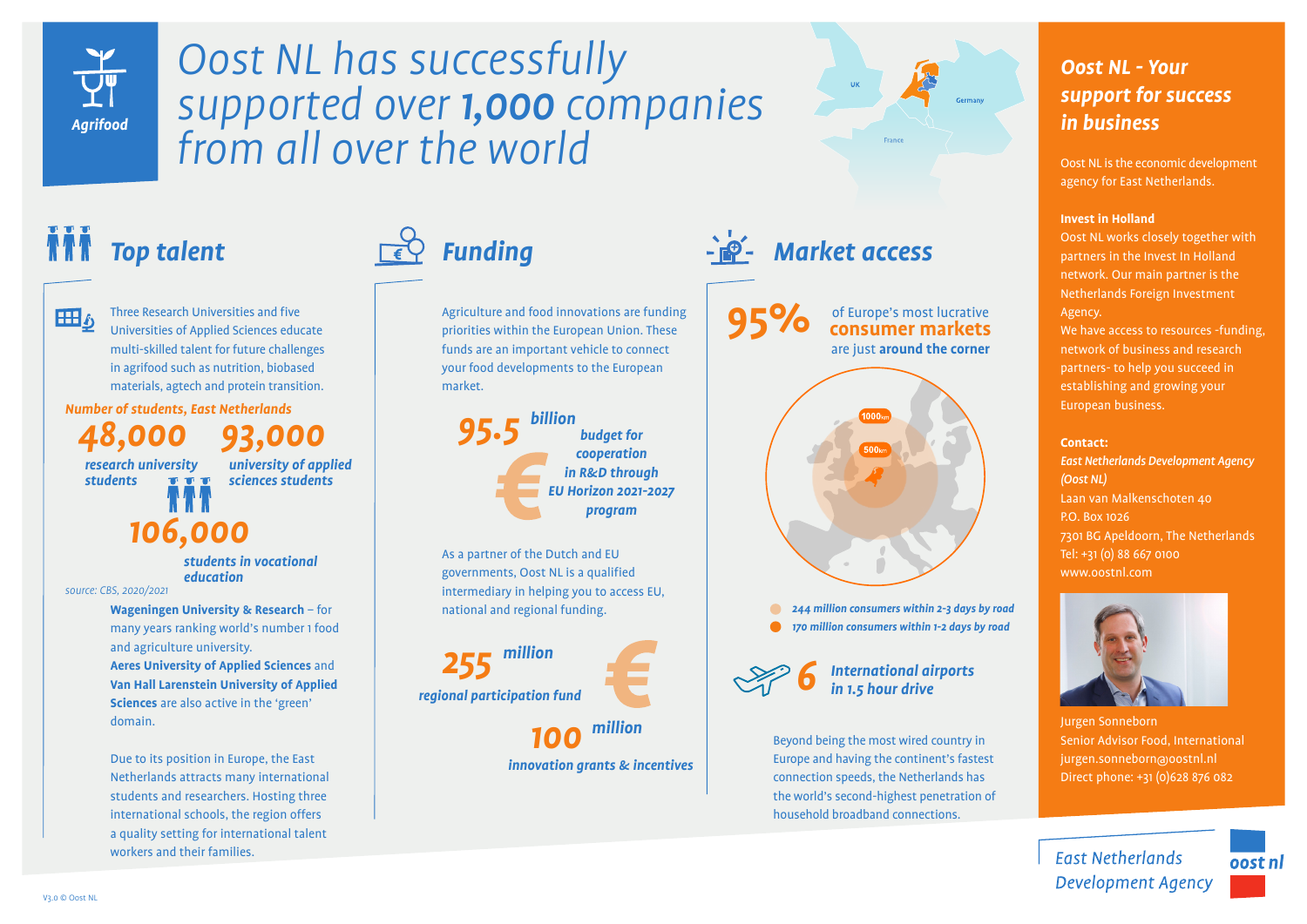Agrifood

# Oost NL has successfully supported over **1,000** companies from all over the world

UK
Germany
France

## Top talent

Three Research Universities and five Universities of Applied Sciences educate multi-skilled talent for future challenges in agrifood such as nutrition, biobased materials, agtech and protein transition.

*Number of students, East Netherlands*

**48,000** *research university students*

**93,000** *university of applied sciences students*

**106,000** *students in vocational education*

*source: CBS, 2020/2021*

**Wageningen University & Research** – for many years ranking world's number 1 food and agriculture university.
**Aeres University of Applied Sciences** and **Van Hall Larenstein University of Applied Sciences** are also active in the 'green' domain.

Due to its position in Europe, the East Netherlands attracts many international students and researchers. Hosting three international schools, the region offers a quality setting for international talent workers and their families.

## Funding

Agriculture and food innovations are funding priorities within the European Union. These funds are an important vehicle to connect your food developments to the European market.

**95.5** *billion* *budget for cooperation in R&D through EU Horizon 2021-2027 program*

As a partner of the Dutch and EU governments, Oost NL is a qualified intermediary in helping you to access EU, national and regional funding.

**255** *million* *regional participation fund*

**100** *million* *innovation grants & incentives*

## Market access

**95%** of Europe's most lucrative **consumer markets** are just **around the corner**

1000km
500km

*244 million consumers within 2-3 days by road*
*170 million consumers within 1-2 days by road*

**6** *International airports in 1.5 hour drive*

Beyond being the most wired country in Europe and having the continent's fastest connection speeds, the Netherlands has the world's second-highest penetration of household broadband connections.

## Oost NL - Your support for success in business

Oost NL is the economic development agency for East Netherlands.

**Invest in Holland**
Oost NL works closely together with partners in the Invest In Holland network. Our main partner is the Netherlands Foreign Investment Agency.
We have access to resources -funding, network of business and research partners- to help you succeed in establishing and growing your European business.

**Contact:**
*East Netherlands Development Agency (Oost NL)*
Laan van Malkenschoten 40
P.O. Box 1026
7301 BG Apeldoorn, The Netherlands
Tel: +31 (0) 88 667 0100
www.oostnl.com

Jurgen Sonneborn
Senior Advisor Food, International
jurgen.sonneborn@oostnl.nl
Direct phone: +31 (0)628 876 082

East Netherlands Development Agency
oost nl

V3.0 © Oost NL